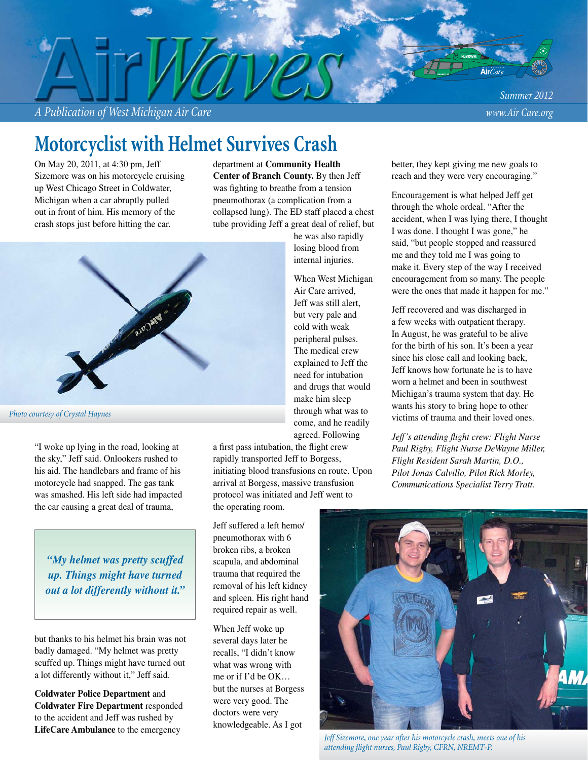# AirWaves

A Publication of West Michigan Air Care

Summer 2012

www.Air Care.org

## Motorcyclist with Helmet Survives Crash

On May 20, 2011, at 4:30 pm, Jeff Sizemore was on his motorcycle cruising up West Chicago Street in Coldwater, Michigan when a car abruptly pulled out in front of him. His memory of the crash stops just before hitting the car.

*Photo courtesy of Crystal Haynes*

"I woke up lying in the road, looking at the sky," Jeff said. Onlookers rushed to his aid. The handlebars and frame of his motorcycle had snapped. The gas tank was smashed. His left side had impacted the car causing a great deal of trauma, but thanks to his helmet his brain was not badly damaged. "My helmet was pretty scuffed up. Things might have turned out a lot differently without it," Jeff said.

> ***"My helmet was pretty scuffed up. Things might have turned out a lot differently without it."***

**Coldwater Police Department** and **Coldwater Fire Department** responded to the accident and Jeff was rushed by **LifeCare Ambulance** to the emergency department at **Community Health Center of Branch County.** By then Jeff was fighting to breathe from a tension pneumothorax (a complication from a collapsed lung). The ED staff placed a chest tube providing Jeff a great deal of relief, but he was also rapidly losing blood from internal injuries.

When West Michigan Air Care arrived, Jeff was still alert, but very pale and cold with weak peripheral pulses. The medical crew explained to Jeff the need for intubation and drugs that would make him sleep through what was to come, and he readily agreed. Following a first pass intubation, the flight crew rapidly transported Jeff to Borgess, initiating blood transfusions en route. Upon arrival at Borgess, massive transfusion protocol was initiated and Jeff went to the operating room.

Jeff suffered a left hemo/pneumothorax with 6 broken ribs, a broken scapula, and abdominal trauma that required the removal of his left kidney and spleen. His right hand required repair as well.

When Jeff woke up several days later he recalls, "I didn't know what was wrong with me or if I'd be OK… but the nurses at Borgess were very good. The doctors were very knowledgeable. As I got better, they kept giving me new goals to reach and they were very encouraging."

Encouragement is what helped Jeff get through the whole ordeal. "After the accident, when I was lying there, I thought I was done. I thought I was gone," he said, "but people stopped and reassured me and they told me I was going to make it. Every step of the way I received encouragement from so many. The people were the ones that made it happen for me."

Jeff recovered and was discharged in a few weeks with outpatient therapy. In August, he was grateful to be alive for the birth of his son. It's been a year since his close call and looking back, Jeff knows how fortunate he is to have worn a helmet and been in southwest Michigan's trauma system that day. He wants his story to bring hope to other victims of trauma and their loved ones.

*Jeff's attending flight crew: Flight Nurse Paul Rigby, Flight Nurse DeWayne Miller, Flight Resident Sarah Martin, D.O., Pilot Jonas Calvillo, Pilot Rick Morley, Communications Specialist Terry Tratt.*

*Jeff Sizemore, one year after his motorcycle crash, meets one of his attending flight nurses, Paul Rigby, CFRN, NREMT-P.*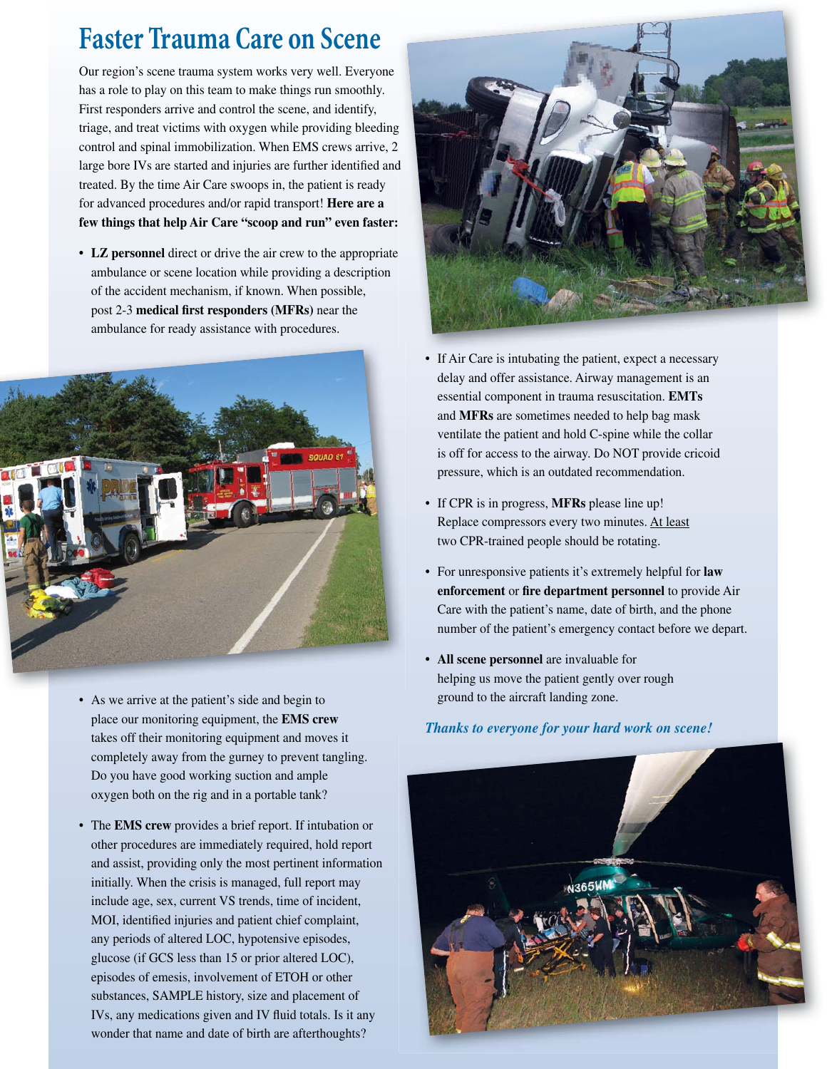# Faster Trauma Care on Scene

Our region's scene trauma system works very well. Everyone has a role to play on this team to make things run smoothly. First responders arrive and control the scene, and identify, triage, and treat victims with oxygen while providing bleeding control and spinal immobilization. When EMS crews arrive, 2 large bore IVs are started and injuries are further identified and treated. By the time Air Care swoops in, the patient is ready for advanced procedures and/or rapid transport! **Here are a few things that help Air Care "scoop and run" even faster:**

- **LZ personnel** direct or drive the air crew to the appropriate ambulance or scene location while providing a description of the accident mechanism, if known. When possible, post 2-3 **medical first responders (MFRs)** near the ambulance for ready assistance with procedures.

- As we arrive at the patient's side and begin to place our monitoring equipment, the **EMS crew** takes off their monitoring equipment and moves it completely away from the gurney to prevent tangling. Do you have good working suction and ample oxygen both on the rig and in a portable tank?

- The **EMS crew** provides a brief report. If intubation or other procedures are immediately required, hold report and assist, providing only the most pertinent information initially. When the crisis is managed, full report may include age, sex, current VS trends, time of incident, MOI, identified injuries and patient chief complaint, any periods of altered LOC, hypotensive episodes, glucose (if GCS less than 15 or prior altered LOC), episodes of emesis, involvement of ETOH or other substances, SAMPLE history, size and placement of IVs, any medications given and IV fluid totals. Is it any wonder that name and date of birth are afterthoughts?

- If Air Care is intubating the patient, expect a necessary delay and offer assistance. Airway management is an essential component in trauma resuscitation. **EMTs** and **MFRs** are sometimes needed to help bag mask ventilate the patient and hold C-spine while the collar is off for access to the airway. Do NOT provide cricoid pressure, which is an outdated recommendation.

- If CPR is in progress, **MFRs** please line up! Replace compressors every two minutes. At least two CPR-trained people should be rotating.

- For unresponsive patients it's extremely helpful for **law enforcement** or **fire department personnel** to provide Air Care with the patient's name, date of birth, and the phone number of the patient's emergency contact before we depart.

- **All scene personnel** are invaluable for helping us move the patient gently over rough ground to the aircraft landing zone.

***Thanks to everyone for your hard work on scene!***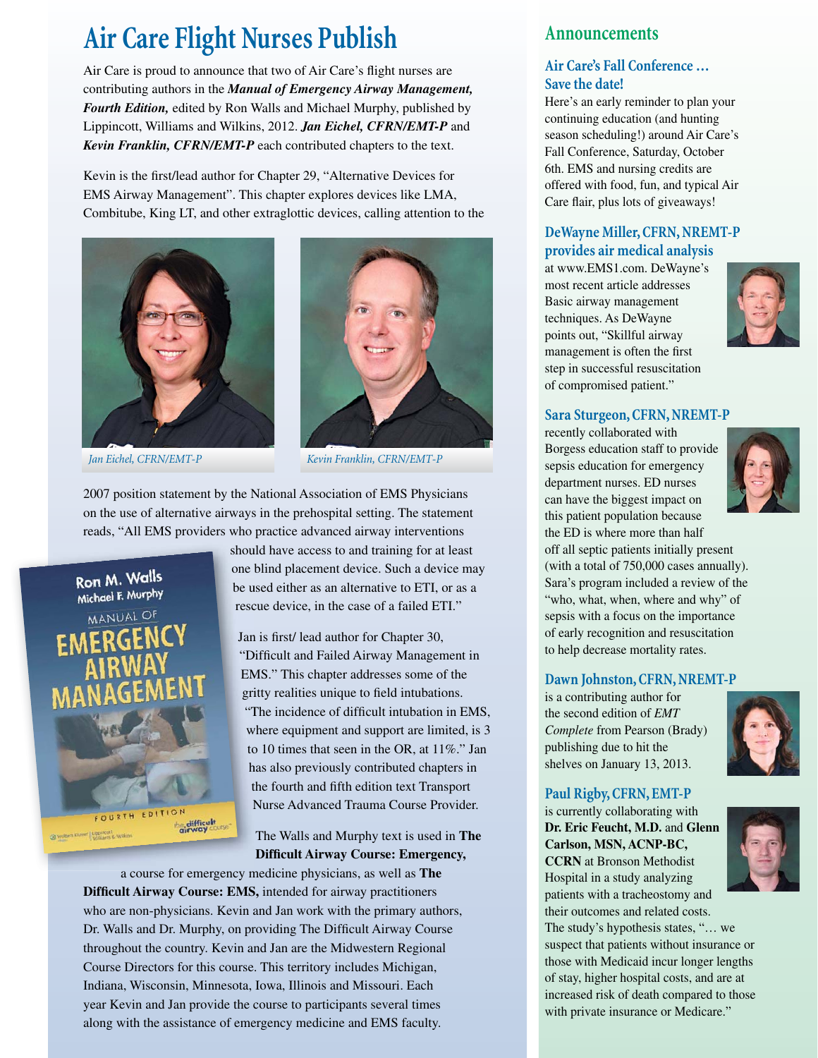# Air Care Flight Nurses Publish

Air Care is proud to announce that two of Air Care's flight nurses are contributing authors in the ***Manual of Emergency Airway Management, Fourth Edition,*** edited by Ron Walls and Michael Murphy, published by Lippincott, Williams and Wilkins, 2012. ***Jan Eichel, CFRN/EMT-P*** and ***Kevin Franklin, CFRN/EMT-P*** each contributed chapters to the text.

Kevin is the first/lead author for Chapter 29, "Alternative Devices for EMS Airway Management". This chapter explores devices like LMA, Combitube, King LT, and other extraglottic devices, calling attention to the 2007 position statement by the National Association of EMS Physicians on the use of alternative airways in the prehospital setting. The statement reads, "All EMS providers who practice advanced airway interventions should have access to and training for at least one blind placement device. Such a device may be used either as an alternative to ETI, or as a rescue device, in the case of a failed ETI."

*Jan Eichel, CFRN/EMT-P*

*Kevin Franklin, CFRN/EMT-P*

Jan is first/ lead author for Chapter 30, "Difficult and Failed Airway Management in EMS." This chapter addresses some of the gritty realities unique to field intubations. "The incidence of difficult intubation in EMS, where equipment and support are limited, is 3 to 10 times that seen in the OR, at 11%." Jan has also previously contributed chapters in the fourth and fifth edition text Transport Nurse Advanced Trauma Course Provider.

The Walls and Murphy text is used in **The Difficult Airway Course: Emergency,** a course for emergency medicine physicians, as well as **The Difficult Airway Course: EMS,** intended for airway practitioners who are non-physicians. Kevin and Jan work with the primary authors, Dr. Walls and Dr. Murphy, on providing The Difficult Airway Course throughout the country. Kevin and Jan are the Midwestern Regional Course Directors for this course. This territory includes Michigan, Indiana, Wisconsin, Minnesota, Iowa, Illinois and Missouri. Each year Kevin and Jan provide the course to participants several times along with the assistance of emergency medicine and EMS faculty.

## Announcements

### Air Care's Fall Conference … Save the date!

Here's an early reminder to plan your continuing education (and hunting season scheduling!) around Air Care's Fall Conference, Saturday, October 6th. EMS and nursing credits are offered with food, fun, and typical Air Care flair, plus lots of giveaways!

### DeWayne Miller, CFRN, NREMT-P provides air medical analysis

at www.EMS1.com. DeWayne's most recent article addresses Basic airway management techniques. As DeWayne points out, "Skillful airway management is often the first step in successful resuscitation of compromised patient."

### Sara Sturgeon, CFRN, NREMT-P

recently collaborated with Borgess education staff to provide sepsis education for emergency department nurses. ED nurses can have the biggest impact on this patient population because the ED is where more than half off all septic patients initially present (with a total of 750,000 cases annually). Sara's program included a review of the "who, what, when, where and why" of sepsis with a focus on the importance of early recognition and resuscitation to help decrease mortality rates.

### Dawn Johnston, CFRN, NREMT-P

is a contributing author for the second edition of *EMT Complete* from Pearson (Brady) publishing due to hit the shelves on January 13, 2013.

### Paul Rigby, CFRN, EMT-P

is currently collaborating with **Dr. Eric Feucht, M.D.** and **Glenn Carlson, MSN, ACNP-BC, CCRN** at Bronson Methodist Hospital in a study analyzing patients with a tracheostomy and their outcomes and related costs. The study's hypothesis states, "… we suspect that patients without insurance or those with Medicaid incur longer lengths of stay, higher hospital costs, and are at increased risk of death compared to those with private insurance or Medicare."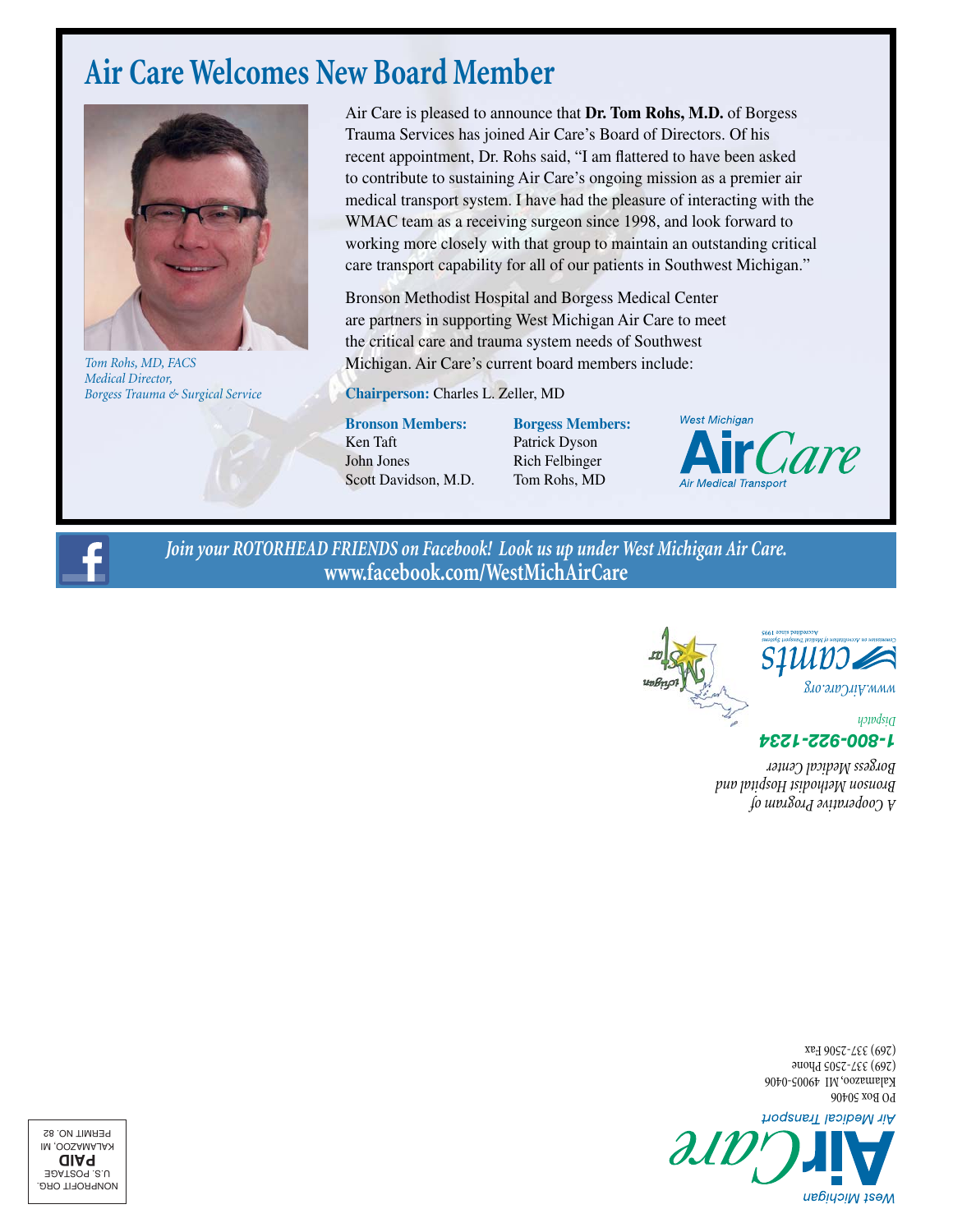# Air Care Welcomes New Board Member

*Tom Rohs, MD, FACS*
*Medical Director,*
*Borgess Trauma & Surgical Service*

Air Care is pleased to announce that **Dr. Tom Rohs, M.D.** of Borgess Trauma Services has joined Air Care's Board of Directors. Of his recent appointment, Dr. Rohs said, "I am flattered to have been asked to contribute to sustaining Air Care's ongoing mission as a premier air medical transport system. I have had the pleasure of interacting with the WMAC team as a receiving surgeon since 1998, and look forward to working more closely with that group to maintain an outstanding critical care transport capability for all of our patients in Southwest Michigan."

Bronson Methodist Hospital and Borgess Medical Center are partners in supporting West Michigan Air Care to meet the critical care and trauma system needs of Southwest Michigan. Air Care's current board members include:

**Chairperson:** Charles L. Zeller, MD

**Bronson Members:**
Ken Taft
John Jones
Scott Davidson, M.D.

**Borgess Members:**
Patrick Dyson
Rich Felbinger
Tom Rohs, MD

West Michigan AirCare
Air Medical Transport

***Join your ROTORHEAD FRIENDS on Facebook! Look us up under West Michigan Air Care.***
**www.facebook.com/WestMichAirCare**

*A Cooperative Program of*
*Bronson Methodist Hospital and*
*Borgess Medical Center*

**1-800-922-1234**
*Dispatch*

*www.AirCare.org*

camts
*Commission on Accreditation of Medical Transport Systems*
*Accredited since 1995*

West Michigan AirCare
*Air Medical Transport*
PO Box 50406
Kalamazoo, MI 49005-0406
(269) 337-2505 Phone
(269) 337-2506 Fax

NONPROFIT ORG.
U.S. POSTAGE
**PAID**
KALAMAZOO, MI
PERMIT NO. 82